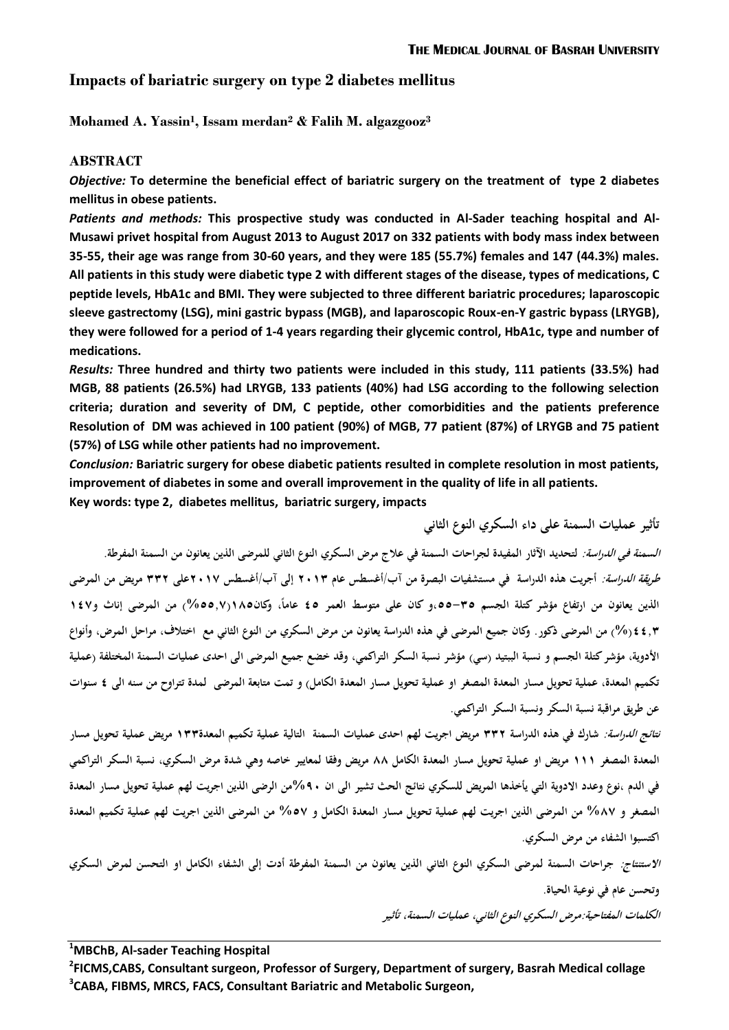# Impacts of bariatric surgery on type 2 diabetes mellitus

**Mohamed A. Yassin[1], Issam merdan[2] & Falih M. algazgooz[3]**

## ABSTRACT

***Objective:*** **To determine the beneficial effect of bariatric surgery on the treatment of type 2 diabetes mellitus in obese patients.**

***Patients and methods:*** **This prospective study was conducted in Al-Sader teaching hospital and Al-Musawi privet hospital from August 2013 to August 2017 on 332 patients with body mass index between 35-55, their age was range from 30-60 years, and they were 185 (55.7%) females and 147 (44.3%) males. All patients in this study were diabetic type 2 with different stages of the disease, types of medications, C peptide levels, HbA1c and BMI. They were subjected to three different bariatric procedures; laparoscopic sleeve gastrectomy (LSG), mini gastric bypass (MGB), and laparoscopic Roux-en-Y gastric bypass (LRYGB), they were followed for a period of 1-4 years regarding their glycemic control, HbA1c, type and number of medications.**

***Results:*** **Three hundred and thirty two patients were included in this study, 111 patients (33.5%) had MGB, 88 patients (26.5%) had LRYGB, 133 patients (40%) had LSG according to the following selection criteria; duration and severity of DM, C peptide, other comorbidities and the patients preference Resolution of DM was achieved in 100 patient (90%) of MGB, 77 patient (87%) of LRYGB and 75 patient (57%) of LSG while other patients had no improvement.**

***Conclusion:*** **Bariatric surgery for obese diabetic patients resulted in complete resolution in most patients, improvement of diabetes in some and overall improvement in the quality of life in all patients.**

**Key words: type 2, diabetes mellitus, bariatric surgery, impacts**

## تأثير عمليات السمنة على داء السكري النوع الثاني

***السمنة في الدراسة:*** لتحديد الآثار المفيدة لجراحات السمنة في علاج مرض السكري النوع الثاني للمرضى الذين يعانون من السمنة المفرطة.

***طريقة الدراسة:*** أجريت هذه الدراسة في مستشفيات البصرة من آب/أغسطس عام ٢٠١٣ إلى آب/أغسطس ٢٠١٧على ٣٣٢ مريض من المرضى الذين يعانون من ارتفاع مؤشر كتلة الجسم ٣٥-٥٥،و كان على متوسط العمر ٤٥ عاماً، وكان١٨٥(٥٥,٧%) من المرضى إناث و١٤٧ ٤٤,٣(%) من المرضى ذكور. وكان جميع المرضى في هذه الدراسة يعانون من مرض السكري من النوع الثاني مع اختلاف، مراحل المرض، وأنواع الأدوية، مؤشر كتلة الجسم و نسبة الببتيد (سي) مؤشر نسبة السكر التراكمي، وقد خضع جميع المرضى الى احدى عمليات السمنة المختلفة (عملية تكميم المعدة، عملية تحويل مسار المعدة المصغر او عملية تحويل مسار المعدة الكامل) و تمت متابعة المرضى لمدة تتراوح من سنه الى ٤ سنوات عن طريق مراقبة نسبة السكر ونسبة السكر التراكمي.

***نتائج الدراسة:*** شارك في هذه الدراسة ٣٣٢ مريض اجريت لهم احدى عمليات السمنة التالية عملية تكميم المعدة١٣٣ مريض عملية تحويل مسار المعدة المصغر ١١١ مريض او عملية تحويل مسار المعدة الكامل ٨٨ مريض وفقا لمعايير خاصه وهي شدة مرض السكري، نسبة السكر التراكمي في الدم ،نوع وعدد الادوية التي يأخذها المريض للسكري نتائج الحث تشير الى ان ٩٠%من الرضى الذين اجريت لهم عملية تحويل مسار المعدة المصغر و ٨٧% من المرضى الذين اجريت لهم عملية تحويل مسار المعدة الكامل و ٥٧% من المرضى الذين اجريت لهم عملية تكميم المعدة اكتسبوا الشفاء من مرض السكري.

***الاستنتاج:*** جراحات السمنة لمرضى السكري النوع الثاني الذين يعانون من السمنة المفرطة أدت إلى الشفاء الكامل او التحسن لمرض السكري وتحسن عام في نوعية الحياة.

***الكلمات المفتاحية:مرض السكري النوع الثاني، عمليات السمنة، تأثير***

---

[1]MBChB, Al-sader Teaching Hospital

[2]FICMS,CABS, Consultant surgeon, Professor of Surgery, Department of surgery, Basrah Medical collage

[3]CABA, FIBMS, MRCS, FACS, Consultant Bariatric and Metabolic Surgeon,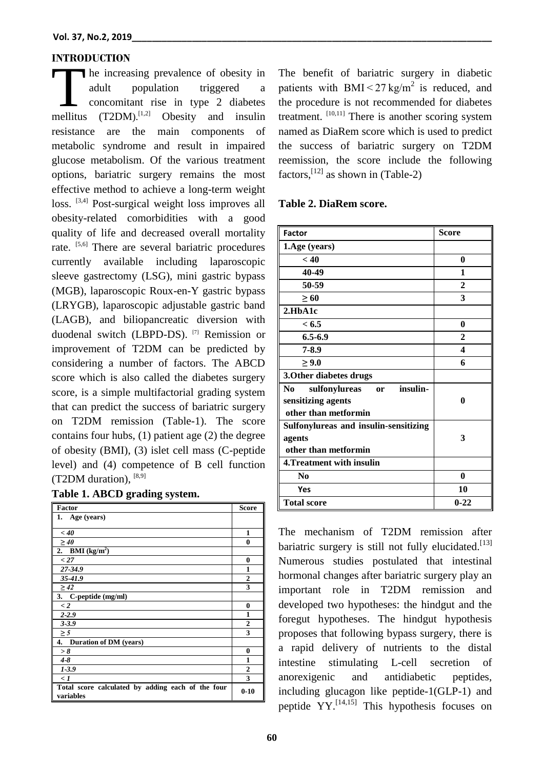## INTRODUCTION

The increasing prevalence of obesity in adult population triggered a concomitant rise in type 2 diabetes mellitus (T2DM).[1,2] Obesity and insulin resistance are the main components of metabolic syndrome and result in impaired glucose metabolism. Of the various treatment options, bariatric surgery remains the most effective method to achieve a long-term weight loss. [3,4] Post-surgical weight loss improves all obesity-related comorbidities with a good quality of life and decreased overall mortality rate. [5,6] There are several bariatric procedures currently available including laparoscopic sleeve gastrectomy (LSG), mini gastric bypass (MGB), laparoscopic Roux-en-Y gastric bypass (LRYGB), laparoscopic adjustable gastric band (LAGB), and biliopancreatic diversion with duodenal switch (LBPD-DS). [7] Remission or improvement of T2DM can be predicted by considering a number of factors. The ABCD score which is also called the diabetes surgery score, is a simple multifactorial grading system that can predict the success of bariatric surgery on T2DM remission (Table-1). The score contains four hubs, (1) patient age (2) the degree of obesity (BMI), (3) islet cell mass (C-peptide level) and (4) competence of B cell function (T2DM duration), [8,9]

**Table 1. ABCD grading system.**

| Factor | Score |
|---|---|
| 1. Age (years) | |
| *< 40* | 1 |
| *≥ 40* | 0 |
| 2. BMI (kg/m$^2$) | |
| *< 27* | 0 |
| *27-34.9* | 1 |
| *35-41.9* | 2 |
| *≥ 42* | 3 |
| 3. C-peptide (mg/ml) | |
| *< 2* | 0 |
| *2-2.9* | 1 |
| *3-3.9* | 2 |
| *≥ 5* | 3 |
| 4. Duration of DM (years) | |
| *> 8* | 0 |
| *4-8* | 1 |
| *1-3.9* | 2 |
| *< 1* | 3 |
| Total score calculated by adding each of the four variables | 0-10 |

The benefit of bariatric surgery in diabetic patients with $BMI < 27\ kg/m^2$ is reduced, and the procedure is not recommended for diabetes treatment. [10,11] There is another scoring system named as DiaRem score which is used to predict the success of bariatric surgery on T2DM reemission, the score include the following factors,[12] as shown in (Table-2)

**Table 2. DiaRem score.**

| Factor | Score |
|---|---|
| **1.Age (years)** | |
| **< 40** | **0** |
| **40-49** | **1** |
| **50-59** | **2** |
| **≥ 60** | **3** |
| **2.HbA1c** | |
| **< 6.5** | **0** |
| **6.5-6.9** | **2** |
| **7-8.9** | **4** |
| **≥ 9.0** | **6** |
| **3.Other diabetes drugs** | |
| **No sulfonylureas or insulin-sensitizing agents other than metformin** | **0** |
| **Sulfonylureas and insulin-sensitizing agents other than metformin** | **3** |
| **4.Treatment with insulin** | |
| **No** | **0** |
| **Yes** | **10** |
| **Total score** | **0-22** |

The mechanism of T2DM remission after bariatric surgery is still not fully elucidated.[13] Numerous studies postulated that intestinal hormonal changes after bariatric surgery play an important role in T2DM remission and developed two hypotheses: the hindgut and the foregut hypotheses. The hindgut hypothesis proposes that following bypass surgery, there is a rapid delivery of nutrients to the distal intestine stimulating L-cell secretion of anorexigenic and antidiabetic peptides, including glucagon like peptide-1(GLP-1) and peptide YY.[14,15] This hypothesis focuses on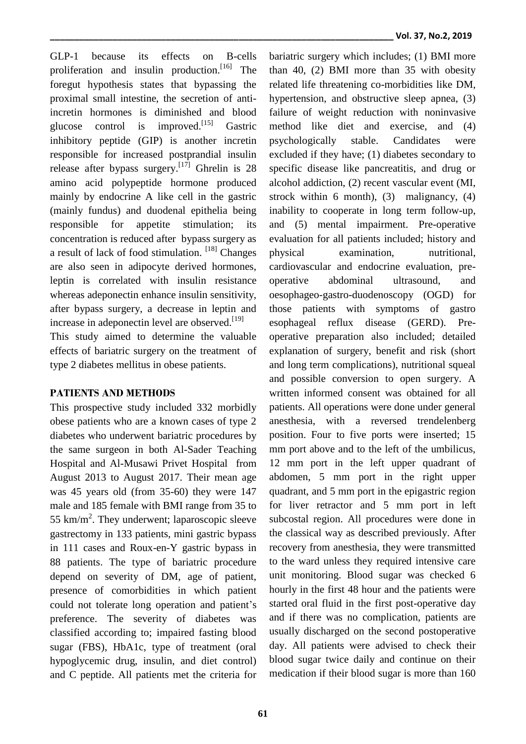GLP-1 because its effects on B-cells proliferation and insulin production.[16] The foregut hypothesis states that bypassing the proximal small intestine, the secretion of anti-incretin hormones is diminished and blood glucose control is improved.[15] Gastric inhibitory peptide (GIP) is another incretin responsible for increased postprandial insulin release after bypass surgery.[17] Ghrelin is 28 amino acid polypeptide hormone produced mainly by endocrine A like cell in the gastric (mainly fundus) and duodenal epithelia being responsible for appetite stimulation; its concentration is reduced after bypass surgery as a result of lack of food stimulation. [18] Changes are also seen in adipocyte derived hormones, leptin is correlated with insulin resistance whereas adeponectin enhance insulin sensitivity, after bypass surgery, a decrease in leptin and increase in adeponectin level are observed.[19]

This study aimed to determine the valuable effects of bariatric surgery on the treatment of type 2 diabetes mellitus in obese patients.

## PATIENTS AND METHODS

This prospective study included 332 morbidly obese patients who are a known cases of type 2 diabetes who underwent bariatric procedures by the same surgeon in both Al-Sader Teaching Hospital and Al-Musawi Privet Hospital from August 2013 to August 2017. Their mean age was 45 years old (from 35-60) they were 147 male and 185 female with BMI range from 35 to 55 km/m$^2$. They underwent; laparoscopic sleeve gastrectomy in 133 patients, mini gastric bypass in 111 cases and Roux-en-Y gastric bypass in 88 patients. The type of bariatric procedure depend on severity of DM, age of patient, presence of comorbidities in which patient could not tolerate long operation and patient's preference. The severity of diabetes was classified according to; impaired fasting blood sugar (FBS), HbA1c, type of treatment (oral hypoglycemic drug, insulin, and diet control) and C peptide. All patients met the criteria for bariatric surgery which includes; (1) BMI more than 40, (2) BMI more than 35 with obesity related life threatening co-morbidities like DM, hypertension, and obstructive sleep apnea, (3) failure of weight reduction with noninvasive method like diet and exercise, and (4) psychologically stable. Candidates were excluded if they have; (1) diabetes secondary to specific disease like pancreatitis, and drug or alcohol addiction, (2) recent vascular event (MI, strock within 6 month), (3) malignancy, (4) inability to cooperate in long term follow-up, and (5) mental impairment. Pre-operative evaluation for all patients included; history and physical examination, nutritional, cardiovascular and endocrine evaluation, pre-operative abdominal ultrasound, and oesophageo-gastro-duodenoscopy (OGD) for those patients with symptoms of gastro esophageal reflux disease (GERD). Pre-operative preparation also included; detailed explanation of surgery, benefit and risk (short and long term complications), nutritional squeal and possible conversion to open surgery. A written informed consent was obtained for all patients. All operations were done under general anesthesia, with a reversed trendelenberg position. Four to five ports were inserted; 15 mm port above and to the left of the umbilicus, 12 mm port in the left upper quadrant of abdomen, 5 mm port in the right upper quadrant, and 5 mm port in the epigastric region for liver retractor and 5 mm port in left subcostal region. All procedures were done in the classical way as described previously. After recovery from anesthesia, they were transmitted to the ward unless they required intensive care unit monitoring. Blood sugar was checked 6 hourly in the first 48 hour and the patients were started oral fluid in the first post-operative day and if there was no complication, patients are usually discharged on the second postoperative day. All patients were advised to check their blood sugar twice daily and continue on their medication if their blood sugar is more than 160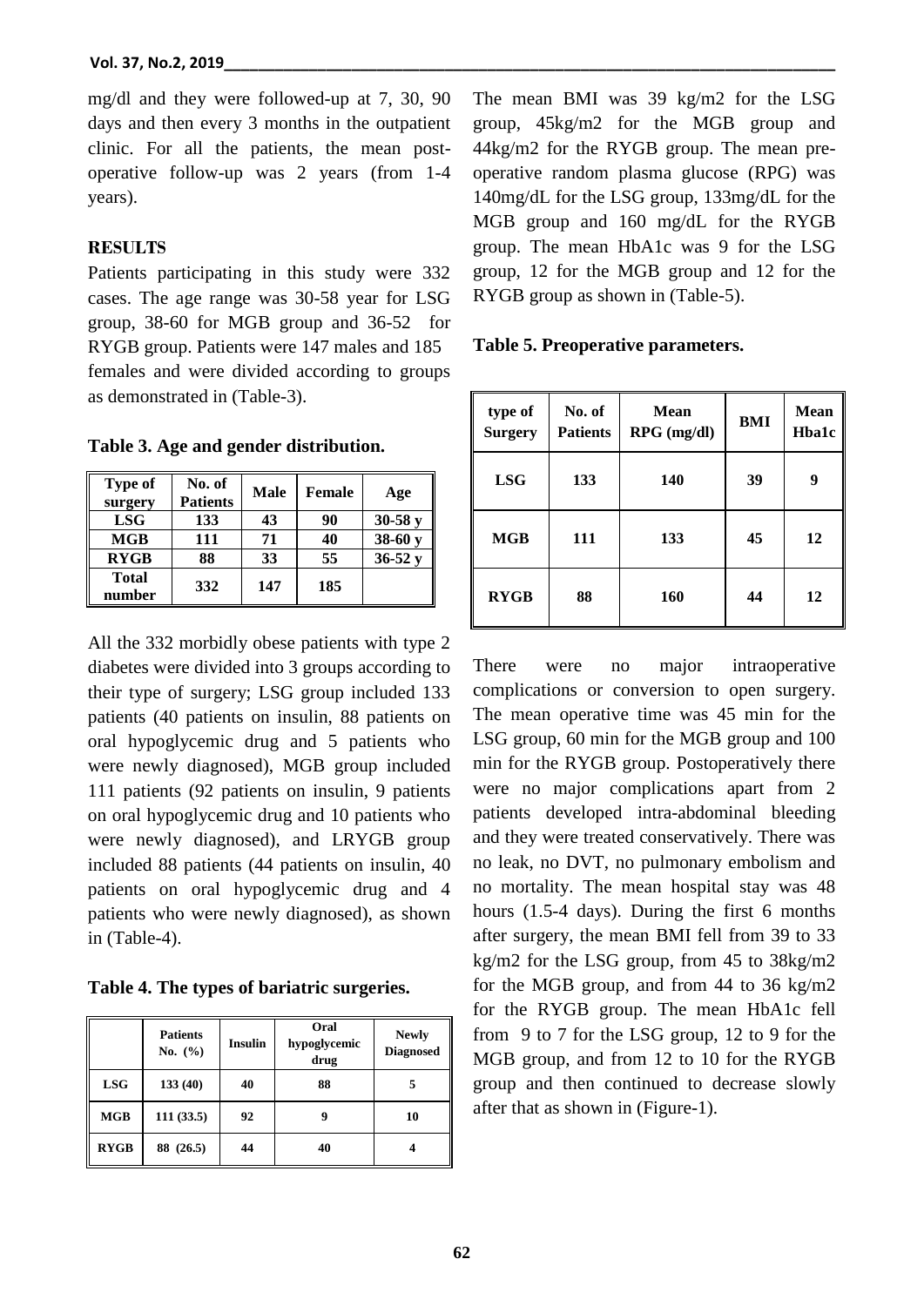mg/dl and they were followed-up at 7, 30, 90 days and then every 3 months in the outpatient clinic. For all the patients, the mean post-operative follow-up was 2 years (from 1-4 years).

## RESULTS

Patients participating in this study were 332 cases. The age range was 30-58 year for LSG group, 38-60 for MGB group and 36-52 for RYGB group. Patients were 147 males and 185 females and were divided according to groups as demonstrated in (Table-3).

**Table 3. Age and gender distribution.**

| Type of surgery | No. of Patients | Male | Female | Age |
|---|---|---|---|---|
| LSG | 133 | 43 | 90 | 30-58 y |
| MGB | 111 | 71 | 40 | 38-60 y |
| RYGB | 88 | 33 | 55 | 36-52 y |
| Total number | 332 | 147 | 185 | |

All the 332 morbidly obese patients with type 2 diabetes were divided into 3 groups according to their type of surgery; LSG group included 133 patients (40 patients on insulin, 88 patients on oral hypoglycemic drug and 5 patients who were newly diagnosed), MGB group included 111 patients (92 patients on insulin, 9 patients on oral hypoglycemic drug and 10 patients who were newly diagnosed), and LRYGB group included 88 patients (44 patients on insulin, 40 patients on oral hypoglycemic drug and 4 patients who were newly diagnosed), as shown in (Table-4).

**Table 4. The types of bariatric surgeries.**

| | Patients No. (%) | Insulin | Oral hypoglycemic drug | Newly Diagnosed |
|---|---|---|---|---|
| LSG | 133 (40) | 40 | 88 | 5 |
| MGB | 111 (33.5) | 92 | 9 | 10 |
| RYGB | 88 (26.5) | 44 | 40 | 4 |

The mean BMI was 39 kg/m2 for the LSG group, 45kg/m2 for the MGB group and 44kg/m2 for the RYGB group. The mean pre-operative random plasma glucose (RPG) was 140mg/dL for the LSG group, 133mg/dL for the MGB group and 160 mg/dL for the RYGB group. The mean HbA1c was 9 for the LSG group, 12 for the MGB group and 12 for the RYGB group as shown in (Table-5).

**Table 5. Preoperative parameters.**

| type of Surgery | No. of Patients | Mean RPG (mg/dl) | BMI | Mean Hba1c |
|---|---|---|---|---|
| LSG | 133 | 140 | 39 | 9 |
| MGB | 111 | 133 | 45 | 12 |
| RYGB | 88 | 160 | 44 | 12 |

There were no major intraoperative complications or conversion to open surgery. The mean operative time was 45 min for the LSG group, 60 min for the MGB group and 100 min for the RYGB group. Postoperatively there were no major complications apart from 2 patients developed intra-abdominal bleeding and they were treated conservatively. There was no leak, no DVT, no pulmonary embolism and no mortality. The mean hospital stay was 48 hours (1.5-4 days). During the first 6 months after surgery, the mean BMI fell from 39 to 33 kg/m2 for the LSG group, from 45 to 38kg/m2 for the MGB group, and from 44 to 36 kg/m2 for the RYGB group. The mean HbA1c fell from 9 to 7 for the LSG group, 12 to 9 for the MGB group, and from 12 to 10 for the RYGB group and then continued to decrease slowly after that as shown in (Figure-1).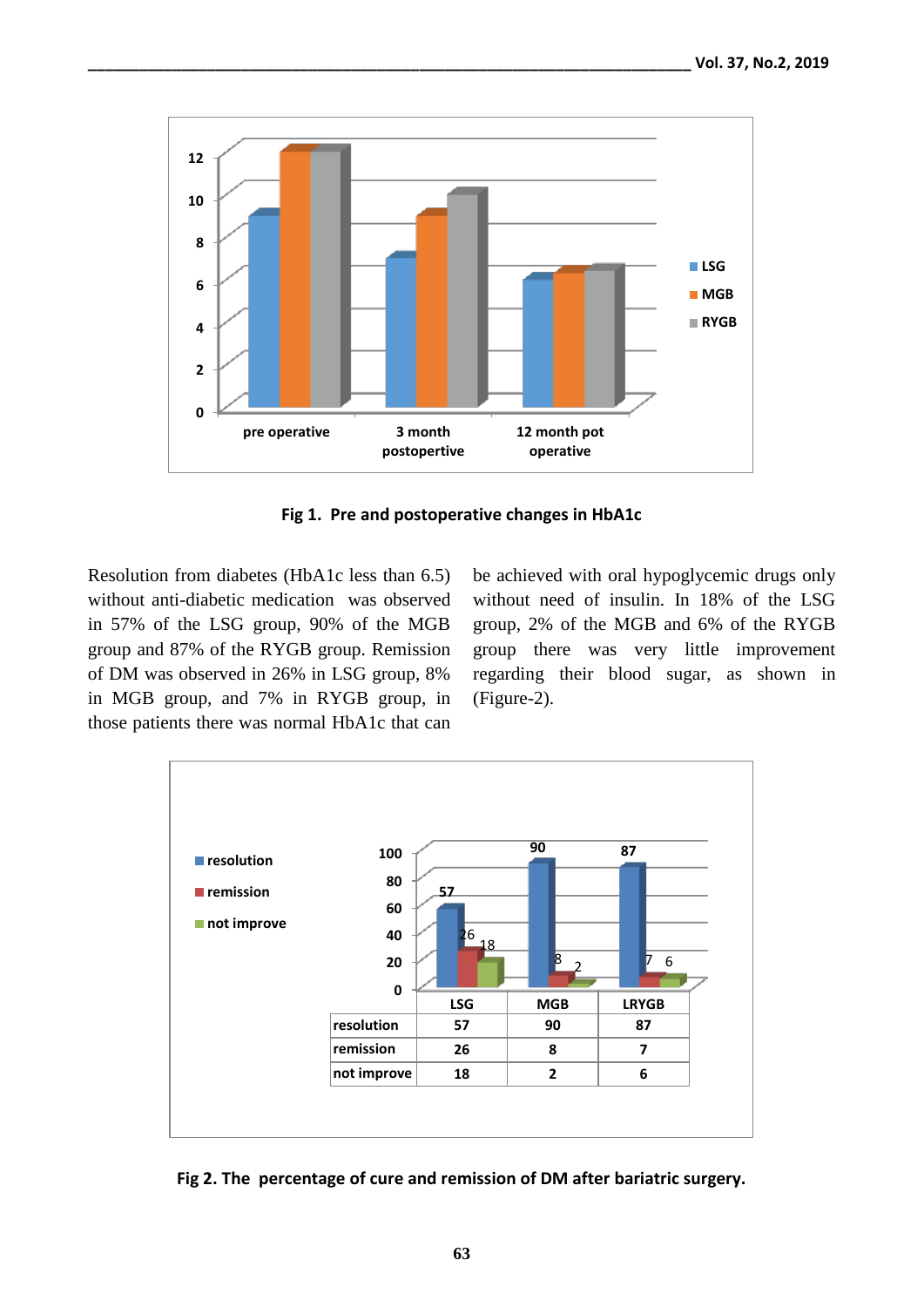**Fig 1. Pre and postoperative changes in HbA1c**

Resolution from diabetes (HbA1c less than 6.5) without anti-diabetic medication was observed in 57% of the LSG group, 90% of the MGB group and 87% of the RYGB group. Remission of DM was observed in 26% in LSG group, 8% in MGB group, and 7% in RYGB group, in those patients there was normal HbA1c that can be achieved with oral hypoglycemic drugs only without need of insulin. In 18% of the LSG group, 2% of the MGB and 6% of the RYGB group there was very little improvement regarding their blood sugar, as shown in (Figure-2).

| | LSG | MGB | LRYGB |
|---|---|---|---|
| resolution | 57 | 90 | 87 |
| remission | 26 | 8 | 7 |
| not improve | 18 | 2 | 6 |

**Fig 2. The percentage of cure and remission of DM after bariatric surgery.**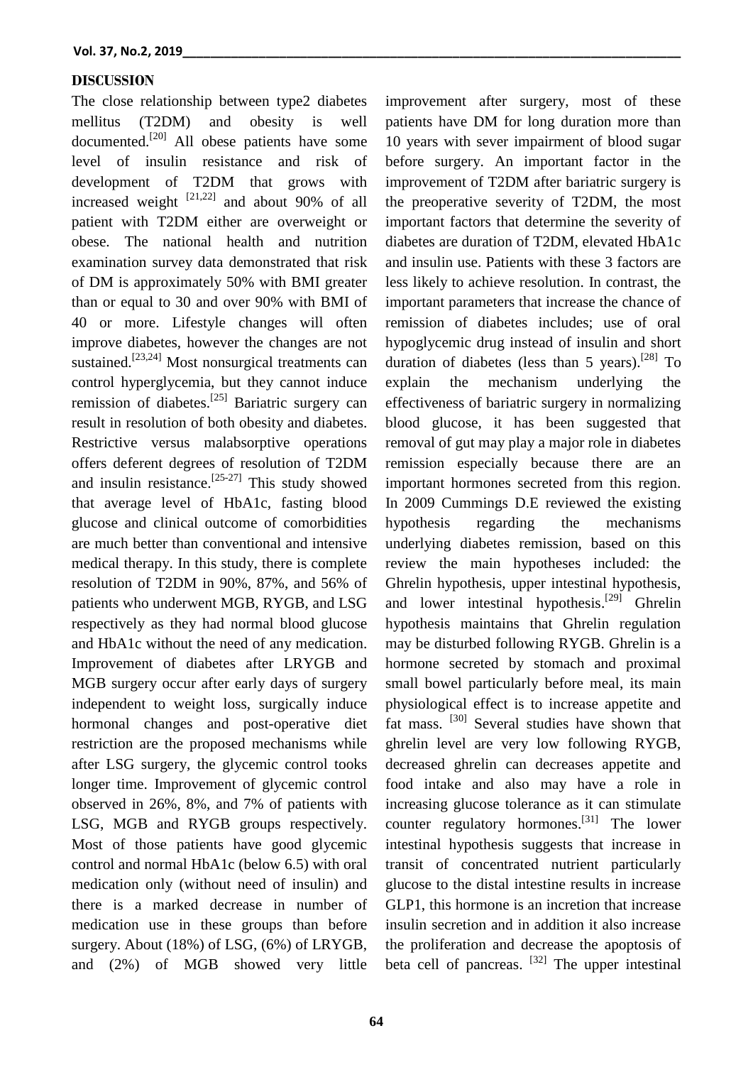## DISCUSSION

The close relationship between type2 diabetes mellitus (T2DM) and obesity is well documented.[20] All obese patients have some level of insulin resistance and risk of development of T2DM that grows with increased weight [21,22] and about 90% of all patient with T2DM either are overweight or obese. The national health and nutrition examination survey data demonstrated that risk of DM is approximately 50% with BMI greater than or equal to 30 and over 90% with BMI of 40 or more. Lifestyle changes will often improve diabetes, however the changes are not sustained.[23,24] Most nonsurgical treatments can control hyperglycemia, but they cannot induce remission of diabetes.[25] Bariatric surgery can result in resolution of both obesity and diabetes. Restrictive versus malabsorptive operations offers deferent degrees of resolution of T2DM and insulin resistance.[25-27] This study showed that average level of HbA1c, fasting blood glucose and clinical outcome of comorbidities are much better than conventional and intensive medical therapy. In this study, there is complete resolution of T2DM in 90%, 87%, and 56% of patients who underwent MGB, RYGB, and LSG respectively as they had normal blood glucose and HbA1c without the need of any medication. Improvement of diabetes after LRYGB and MGB surgery occur after early days of surgery independent to weight loss, surgically induce hormonal changes and post-operative diet restriction are the proposed mechanisms while after LSG surgery, the glycemic control tooks longer time. Improvement of glycemic control observed in 26%, 8%, and 7% of patients with LSG, MGB and RYGB groups respectively. Most of those patients have good glycemic control and normal HbA1c (below 6.5) with oral medication only (without need of insulin) and there is a marked decrease in number of medication use in these groups than before surgery. About (18%) of LSG, (6%) of LRYGB, and (2%) of MGB showed very little improvement after surgery, most of these patients have DM for long duration more than 10 years with sever impairment of blood sugar before surgery. An important factor in the improvement of T2DM after bariatric surgery is the preoperative severity of T2DM, the most important factors that determine the severity of diabetes are duration of T2DM, elevated HbA1c and insulin use. Patients with these 3 factors are less likely to achieve resolution. In contrast, the important parameters that increase the chance of remission of diabetes includes; use of oral hypoglycemic drug instead of insulin and short duration of diabetes (less than 5 years).[28] To explain the mechanism underlying the effectiveness of bariatric surgery in normalizing blood glucose, it has been suggested that removal of gut may play a major role in diabetes remission especially because there are an important hormones secreted from this region. In 2009 Cummings D.E reviewed the existing hypothesis regarding the mechanisms underlying diabetes remission, based on this review the main hypotheses included: the Ghrelin hypothesis, upper intestinal hypothesis, and lower intestinal hypothesis.[29] Ghrelin hypothesis maintains that Ghrelin regulation may be disturbed following RYGB. Ghrelin is a hormone secreted by stomach and proximal small bowel particularly before meal, its main physiological effect is to increase appetite and fat mass. [30] Several studies have shown that ghrelin level are very low following RYGB, decreased ghrelin can decreases appetite and food intake and also may have a role in increasing glucose tolerance as it can stimulate counter regulatory hormones.[31] The lower intestinal hypothesis suggests that increase in transit of concentrated nutrient particularly glucose to the distal intestine results in increase GLP1, this hormone is an incretion that increase insulin secretion and in addition it also increase the proliferation and decrease the apoptosis of beta cell of pancreas. [32] The upper intestinal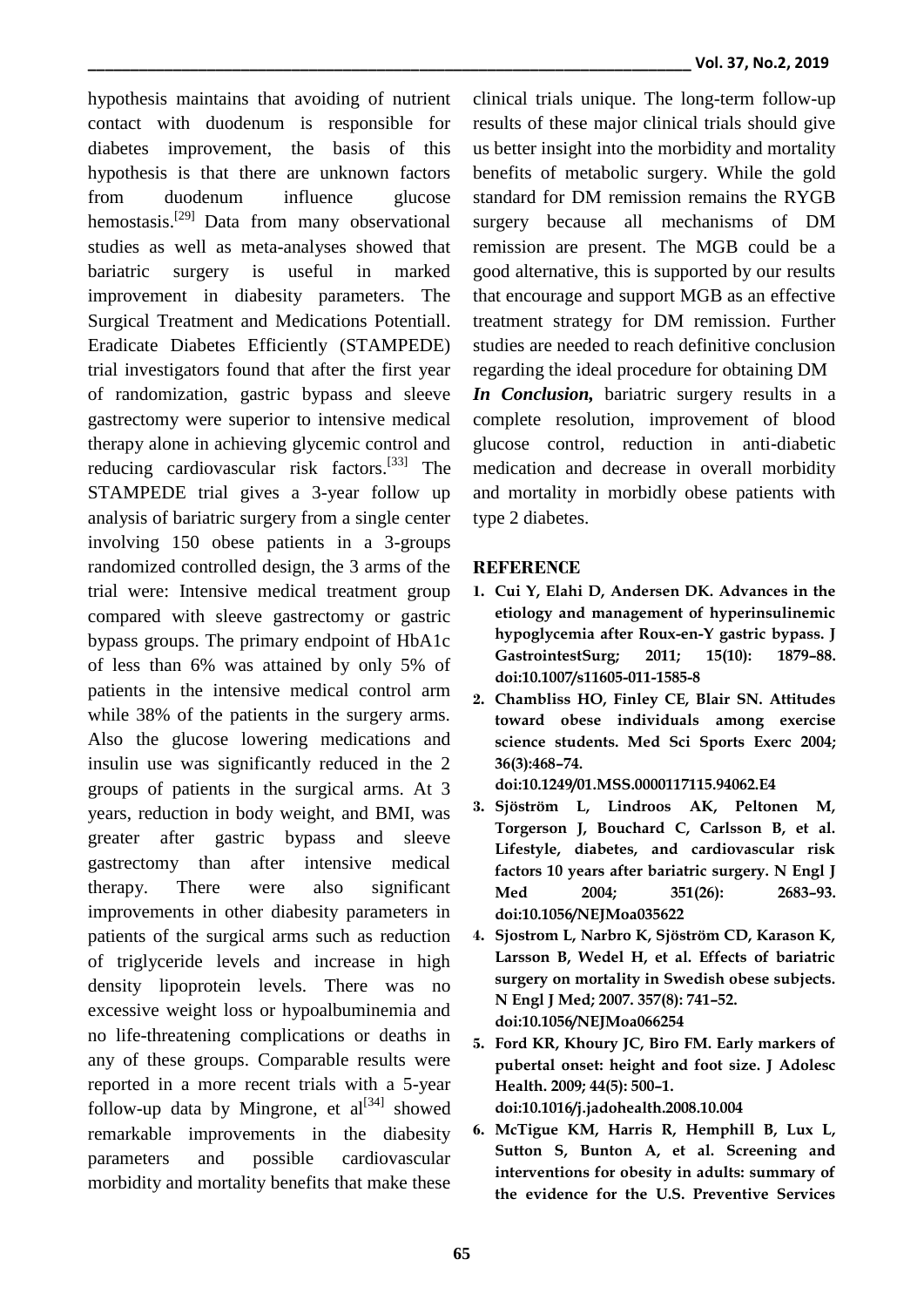hypothesis maintains that avoiding of nutrient contact with duodenum is responsible for diabetes improvement, the basis of this hypothesis is that there are unknown factors from duodenum influence glucose hemostasis.[29] Data from many observational studies as well as meta-analyses showed that bariatric surgery is useful in marked improvement in diabesity parameters. The Surgical Treatment and Medications Potentiall. Eradicate Diabetes Efficiently (STAMPEDE) trial investigators found that after the first year of randomization, gastric bypass and sleeve gastrectomy were superior to intensive medical therapy alone in achieving glycemic control and reducing cardiovascular risk factors.[33] The STAMPEDE trial gives a 3-year follow up analysis of bariatric surgery from a single center involving 150 obese patients in a 3-groups randomized controlled design, the 3 arms of the trial were: Intensive medical treatment group compared with sleeve gastrectomy or gastric bypass groups. The primary endpoint of HbA1c of less than 6% was attained by only 5% of patients in the intensive medical control arm while 38% of the patients in the surgery arms. Also the glucose lowering medications and insulin use was significantly reduced in the 2 groups of patients in the surgical arms. At 3 years, reduction in body weight, and BMI, was greater after gastric bypass and sleeve gastrectomy than after intensive medical therapy. There were also significant improvements in other diabesity parameters in patients of the surgical arms such as reduction of triglyceride levels and increase in high density lipoprotein levels. There was no excessive weight loss or hypoalbuminemia and no life-threatening complications or deaths in any of these groups. Comparable results were reported in a more recent trials with a 5-year follow-up data by Mingrone, et al[34] showed remarkable improvements in the diabesity parameters and possible cardiovascular morbidity and mortality benefits that make these clinical trials unique. The long-term follow-up results of these major clinical trials should give us better insight into the morbidity and mortality benefits of metabolic surgery. While the gold standard for DM remission remains the RYGB surgery because all mechanisms of DM remission are present. The MGB could be a good alternative, this is supported by our results that encourage and support MGB as an effective treatment strategy for DM remission. Further studies are needed to reach definitive conclusion regarding the ideal procedure for obtaining DM

***In Conclusion,*** bariatric surgery results in a complete resolution, improvement of blood glucose control, reduction in anti-diabetic medication and decrease in overall morbidity and mortality in morbidly obese patients with type 2 diabetes.

## REFERENCE

1. **Cui Y, Elahi D, Andersen DK. Advances in the etiology and management of hyperinsulinemic hypoglycemia after Roux-en-Y gastric bypass. J GastrointestSurg; 2011; 15(10): 1879–88. doi:10.1007/s11605-011-1585-8**
2. **Chambliss HO, Finley CE, Blair SN. Attitudes toward obese individuals among exercise science students. Med Sci Sports Exerc 2004; 36(3):468–74. doi:10.1249/01.MSS.0000117115.94062.E4**
3. **Sjöström L, Lindroos AK, Peltonen M, Torgerson J, Bouchard C, Carlsson B, et al. Lifestyle, diabetes, and cardiovascular risk factors 10 years after bariatric surgery. N Engl J Med 2004; 351(26): 2683–93. doi:10.1056/NEJMoa035622**
4. **Sjostrom L, Narbro K, Sjöström CD, Karason K, Larsson B, Wedel H, et al. Effects of bariatric surgery on mortality in Swedish obese subjects. N Engl J Med; 2007. 357(8): 741–52. doi:10.1056/NEJMoa066254**
5. **Ford KR, Khoury JC, Biro FM. Early markers of pubertal onset: height and foot size. J Adolesc Health. 2009; 44(5): 500–1. doi:10.1016/j.jadohealth.2008.10.004**
6. **McTigue KM, Harris R, Hemphill B, Lux L, Sutton S, Bunton A, et al. Screening and interventions for obesity in adults: summary of the evidence for the U.S. Preventive Services**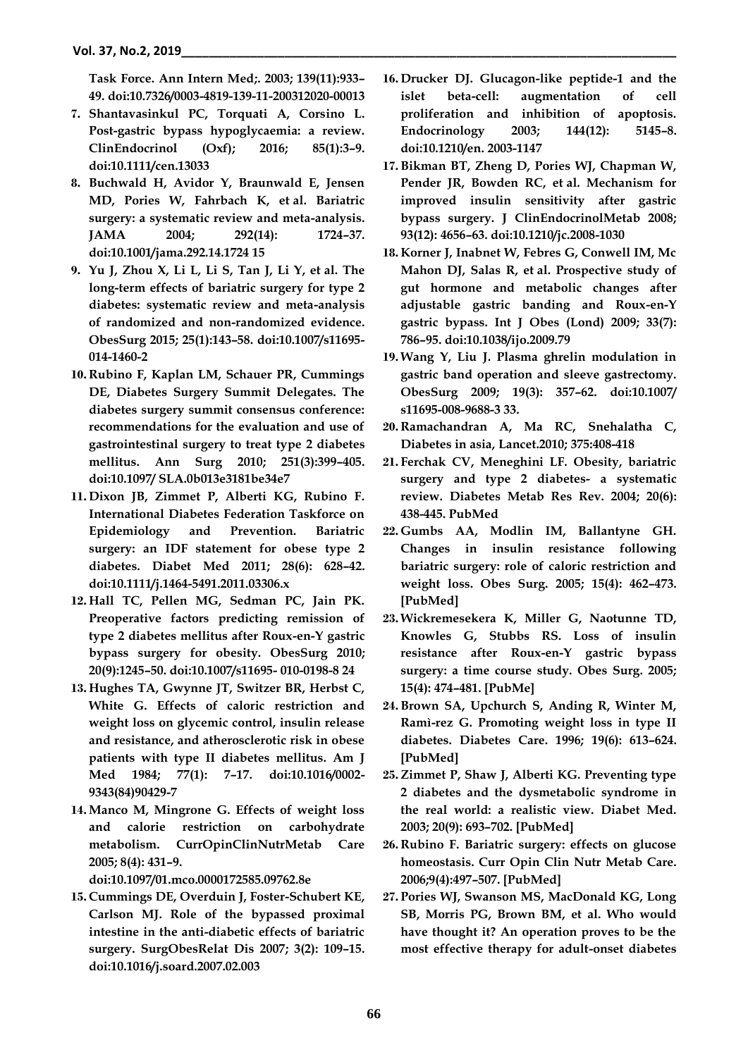**Task Force. Ann Intern Med;. 2003; 139(11):933–49. doi:10.7326/0003-4819-139-11-200312020-00013**

7. **Shantavasinkul PC, Torquati A, Corsino L. Post-gastric bypass hypoglycaemia: a review. ClinEndocrinol (Oxf); 2016; 85(1):3–9. doi:10.1111/cen.13033**
8. **Buchwald H, Avidor Y, Braunwald E, Jensen MD, Pories W, Fahrbach K, et al. Bariatric surgery: a systematic review and meta-analysis. JAMA 2004; 292(14): 1724–37. doi:10.1001/jama.292.14.1724 15**
9. **Yu J, Zhou X, Li L, Li S, Tan J, Li Y, et al. The long-term effects of bariatric surgery for type 2 diabetes: systematic review and meta-analysis of randomized and non-randomized evidence. ObesSurg 2015; 25(1):143–58. doi:10.1007/s11695-014-1460-2**
10. **Rubino F, Kaplan LM, Schauer PR, Cummings DE, Diabetes Surgery Summit Delegates. The diabetes surgery summit consensus conference: recommendations for the evaluation and use of gastrointestinal surgery to treat type 2 diabetes mellitus. Ann Surg 2010; 251(3):399–405. doi:10.1097/ SLA.0b013e3181be34e7**
11. **Dixon JB, Zimmet P, Alberti KG, Rubino F. International Diabetes Federation Taskforce on Epidemiology and Prevention. Bariatric surgery: an IDF statement for obese type 2 diabetes. Diabet Med 2011; 28(6): 628–42. doi:10.1111/j.1464-5491.2011.03306.x**
12. **Hall TC, Pellen MG, Sedman PC, Jain PK. Preoperative factors predicting remission of type 2 diabetes mellitus after Roux-en-Y gastric bypass surgery for obesity. ObesSurg 2010; 20(9):1245–50. doi:10.1007/s11695- 010-0198-8 24**
13. **Hughes TA, Gwynne JT, Switzer BR, Herbst C, White G. Effects of caloric restriction and weight loss on glycemic control, insulin release and resistance, and atherosclerotic risk in obese patients with type II diabetes mellitus. Am J Med 1984; 77(1): 7–17. doi:10.1016/0002-9343(84)90429-7**
14. **Manco M, Mingrone G. Effects of weight loss and calorie restriction on carbohydrate metabolism. CurrOpinClinNutrMetab Care 2005; 8(4): 431–9. doi:10.1097/01.mco.0000172585.09762.8e**
15. **Cummings DE, Overduin J, Foster-Schubert KE, Carlson MJ. Role of the bypassed proximal intestine in the anti-diabetic effects of bariatric surgery. SurgObesRelat Dis 2007; 3(2): 109–15. doi:10.1016/j.soard.2007.02.003**
16. **Drucker DJ. Glucagon-like peptide-1 and the islet beta-cell: augmentation of cell proliferation and inhibition of apoptosis. Endocrinology 2003; 144(12): 5145–8. doi:10.1210/en. 2003-1147**
17. **Bikman BT, Zheng D, Pories WJ, Chapman W, Pender JR, Bowden RC, et al. Mechanism for improved insulin sensitivity after gastric bypass surgery. J ClinEndocrinolMetab 2008; 93(12): 4656–63. doi:10.1210/jc.2008-1030**
18. **Korner J, Inabnet W, Febres G, Conwell IM, Mc Mahon DJ, Salas R, et al. Prospective study of gut hormone and metabolic changes after adjustable gastric banding and Roux-en-Y gastric bypass. Int J Obes (Lond) 2009; 33(7): 786–95. doi:10.1038/ijo.2009.79**
19. **Wang Y, Liu J. Plasma ghrelin modulation in gastric band operation and sleeve gastrectomy. ObesSurg 2009; 19(3): 357–62. doi:10.1007/ s11695-008-9688-3 33.**
20. **Ramachandran A, Ma RC, Snehalatha C, Diabetes in asia, Lancet.2010; 375:408-418**
21. **Ferchak CV, Meneghini LF. Obesity, bariatric surgery and type 2 diabetes- a systematic review. Diabetes Metab Res Rev. 2004; 20(6): 438-445. PubMed**
22. **Gumbs AA, Modlin IM, Ballantyne GH. Changes in insulin resistance following bariatric surgery: role of caloric restriction and weight loss. Obes Surg. 2005; 15(4): 462–473. [PubMed]**
23. **Wickremesekera K, Miller G, Naotunne TD, Knowles G, Stubbs RS. Loss of insulin resistance after Roux-en-Y gastric bypass surgery: a time course study. Obes Surg. 2005; 15(4): 474–481. [PubMe]**
24. **Brown SA, Upchurch S, Anding R, Winter M, Ramìrez G. Promoting weight loss in type II diabetes. Diabetes Care. 1996; 19(6): 613–624. [PubMed]**
25. **Zimmet P, Shaw J, Alberti KG. Preventing type 2 diabetes and the dysmetabolic syndrome in the real world: a realistic view. Diabet Med. 2003; 20(9): 693–702. [PubMed]**
26. **Rubino F. Bariatric surgery: effects on glucose homeostasis. Curr Opin Clin Nutr Metab Care. 2006;9(4):497–507. [PubMed]**
27. **Pories WJ, Swanson MS, MacDonald KG, Long SB, Morris PG, Brown BM, et al. Who would have thought it? An operation proves to be the most effective therapy for adult-onset diabetes**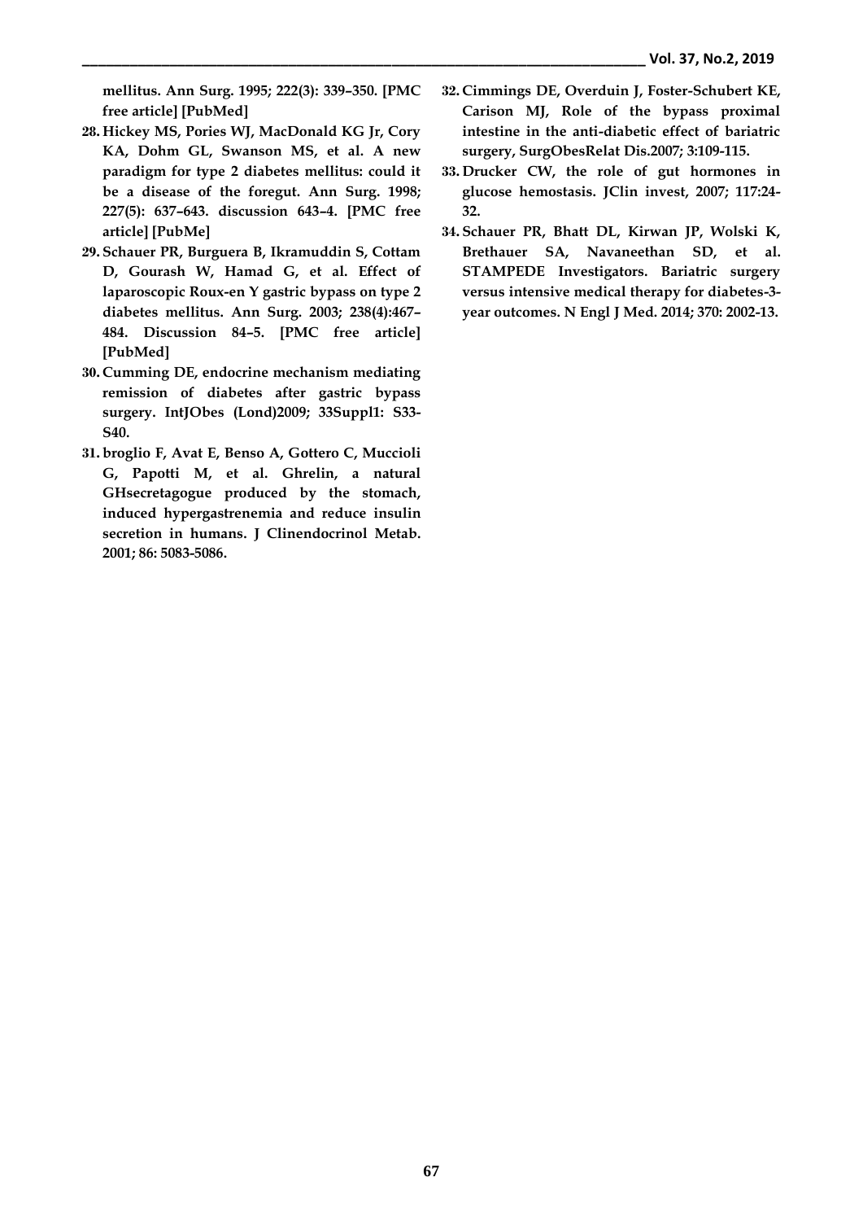mellitus. Ann Surg. 1995; 222(3): 339–350. [PMC free article] [PubMed]

28. Hickey MS, Pories WJ, MacDonald KG Jr, Cory KA, Dohm GL, Swanson MS, et al. A new paradigm for type 2 diabetes mellitus: could it be a disease of the foregut. Ann Surg. 1998; 227(5): 637–643. discussion 643–4. [PMC free article] [PubMe]
29. Schauer PR, Burguera B, Ikramuddin S, Cottam D, Gourash W, Hamad G, et al. Effect of laparoscopic Roux-en Y gastric bypass on type 2 diabetes mellitus. Ann Surg. 2003; 238(4):467–484. Discussion 84–5. [PMC free article] [PubMed]
30. Cumming DE, endocrine mechanism mediating remission of diabetes after gastric bypass surgery. IntJObes (Lond)2009; 33Suppl1: S33-S40.
31. broglio F, Avat E, Benso A, Gottero C, Muccioli G, Papotti M, et al. Ghrelin, a natural GHsecretagogue produced by the stomach, induced hypergastrenemia and reduce insulin secretion in humans. J Clinendocrinol Metab. 2001; 86: 5083-5086.
32. Cimmings DE, Overduin J, Foster-Schubert KE, Carison MJ, Role of the bypass proximal intestine in the anti-diabetic effect of bariatric surgery, SurgObesRelat Dis.2007; 3:109-115.
33. Drucker CW, the role of gut hormones in glucose hemostasis. JClin invest, 2007; 117:24-32.
34. Schauer PR, Bhatt DL, Kirwan JP, Wolski K, Brethauer SA, Navaneethan SD, et al. STAMPEDE Investigators. Bariatric surgery versus intensive medical therapy for diabetes-3-year outcomes. N Engl J Med. 2014; 370: 2002-13.